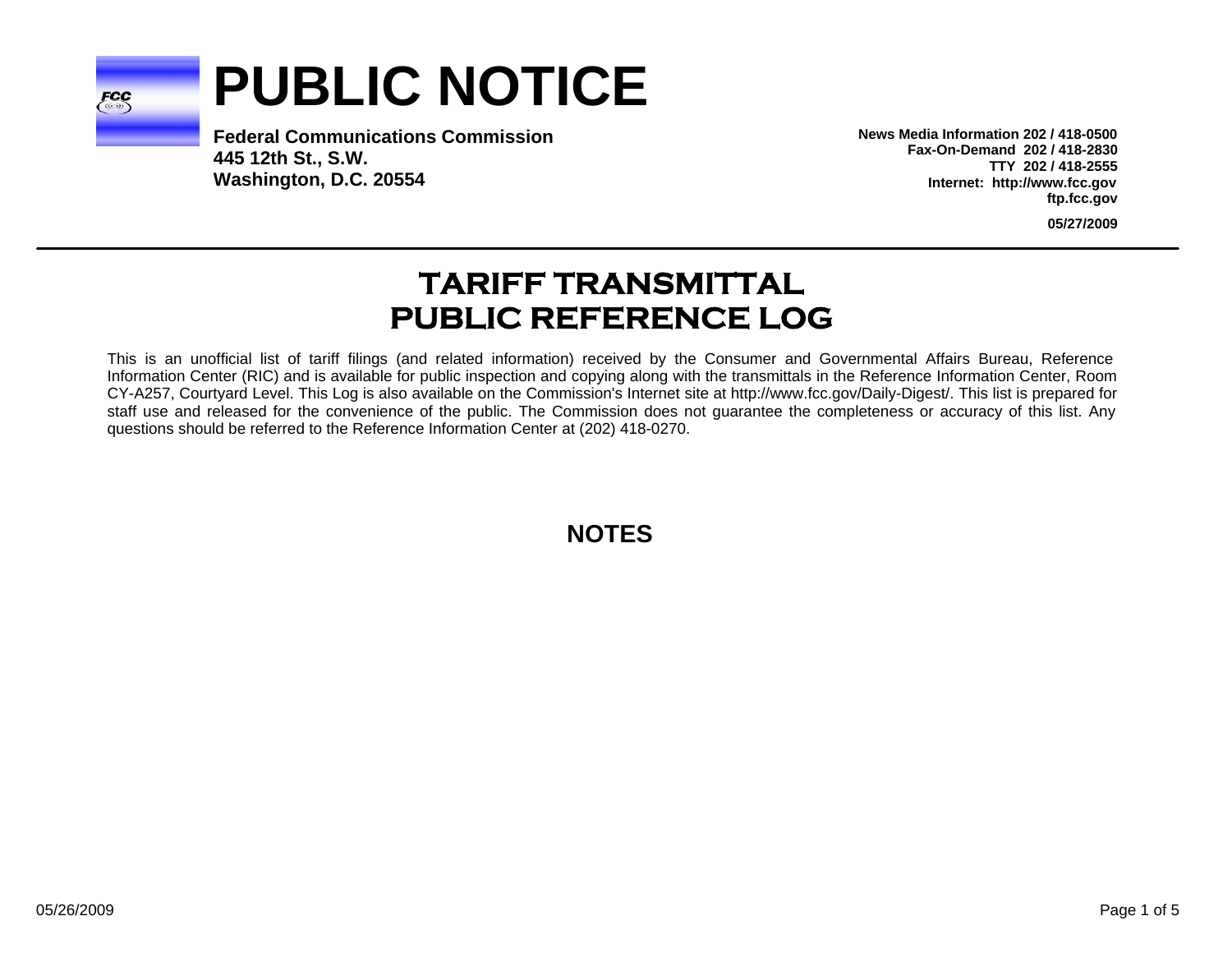# PUBLIC NOTICE

**Federal Communications Commission**
**445 12th St., S.W.**
**Washington, D.C. 20554**

**News Media Information 202 / 418-0500**
**Fax-On-Demand 202 / 418-2830**
**TTY 202 / 418-2555**
**Internet: http://www.fcc.gov**
**ftp.fcc.gov**

**05/27/2009**

## TARIFF TRANSMITTAL PUBLIC REFERENCE LOG

This is an unofficial list of tariff filings (and related information) received by the Consumer and Governmental Affairs Bureau, Reference Information Center (RIC) and is available for public inspection and copying along with the transmittals in the Reference Information Center, Room CY-A257, Courtyard Level. This Log is also available on the Commission's Internet site at http://www.fcc.gov/Daily-Digest/. This list is prepared for staff use and released for the convenience of the public. The Commission does not guarantee the completeness or accuracy of this list. Any questions should be referred to the Reference Information Center at (202) 418-0270.

## NOTES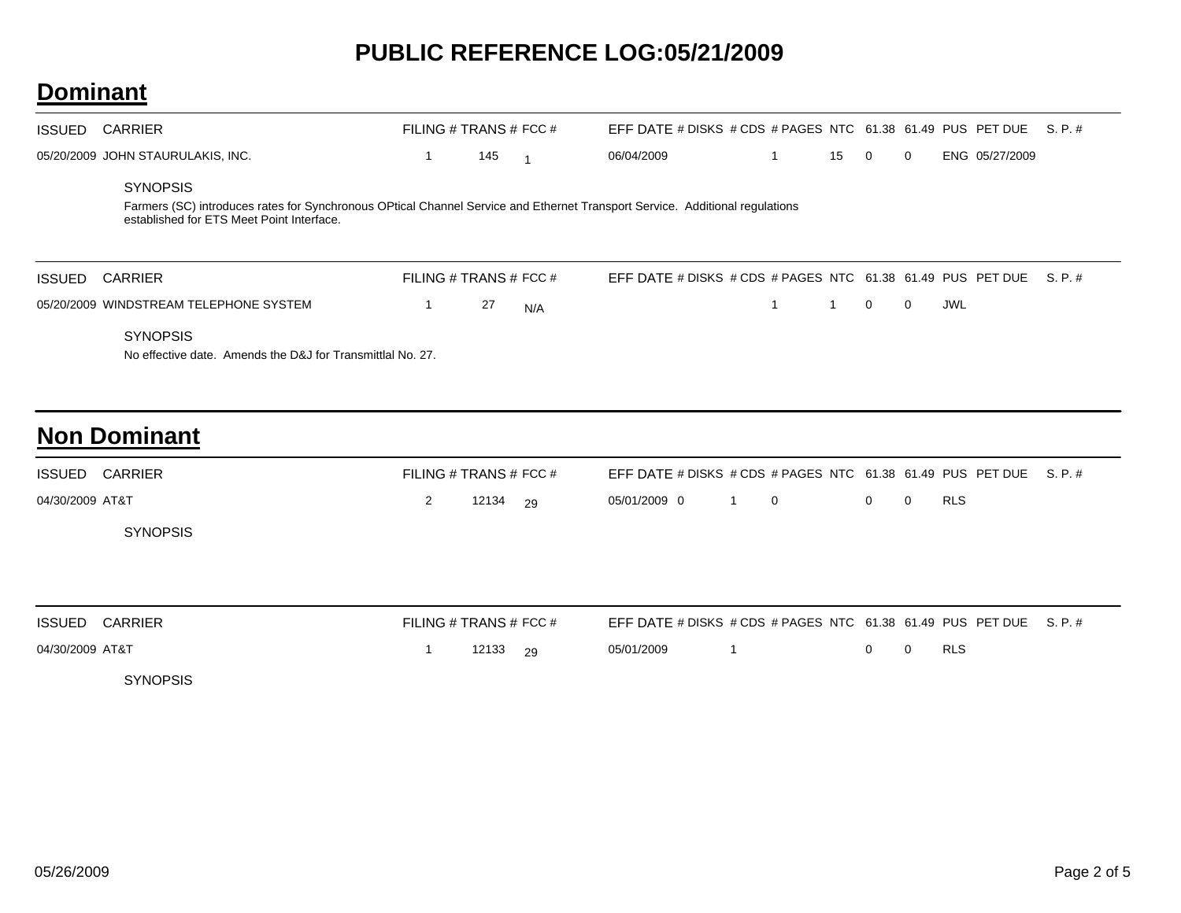# PUBLIC REFERENCE LOG:05/21/2009

## Dominant

| ISSUED | CARRIER | FILING # | TRANS # | FCC # | EFF DATE | # DISKS | # CDS | # PAGES | NTC | 61.38 | 61.49 | PUS | PET DUE | S. P. # |
|---|---|---|---|---|---|---|---|---|---|---|---|---|---|---|
| 05/20/2009 | JOHN STAURULAKIS, INC. | 1 | 145 | 1 | 06/04/2009 | | | 1 | 15 | 0 | 0 | ENG | 05/27/2009 | |

SYNOPSIS

Farmers (SC) introduces rates for Synchronous OPtical Channel Service and Ethernet Transport Service. Additional regulations established for ETS Meet Point Interface.

| ISSUED | CARRIER | FILING # | TRANS # | FCC # | EFF DATE | # DISKS | # CDS | # PAGES | NTC | 61.38 | 61.49 | PUS | PET DUE | S. P. # |
|---|---|---|---|---|---|---|---|---|---|---|---|---|---|---|
| 05/20/2009 | WINDSTREAM TELEPHONE SYSTEM | 1 | 27 | N/A | | | | 1 | 1 | 0 | 0 | JWL | | |

SYNOPSIS

No effective date. Amends the D&J for Transmittlal No. 27.

## Non Dominant

| ISSUED | CARRIER | FILING # | TRANS # | FCC # | EFF DATE | # DISKS | # CDS | # PAGES | NTC | 61.38 | 61.49 | PUS | PET DUE | S. P. # |
|---|---|---|---|---|---|---|---|---|---|---|---|---|---|---|
| 04/30/2009 | AT&T | 2 | 12134 | 29 | 05/01/2009 | 0 | 1 | 0 | | 0 | 0 | RLS | | |

SYNOPSIS

| ISSUED | CARRIER | FILING # | TRANS # | FCC # | EFF DATE | # DISKS | # CDS | # PAGES | NTC | 61.38 | 61.49 | PUS | PET DUE | S. P. # |
|---|---|---|---|---|---|---|---|---|---|---|---|---|---|---|
| 04/30/2009 | AT&T | 1 | 12133 | 29 | 05/01/2009 | | 1 | | | 0 | 0 | RLS | | |

SYNOPSIS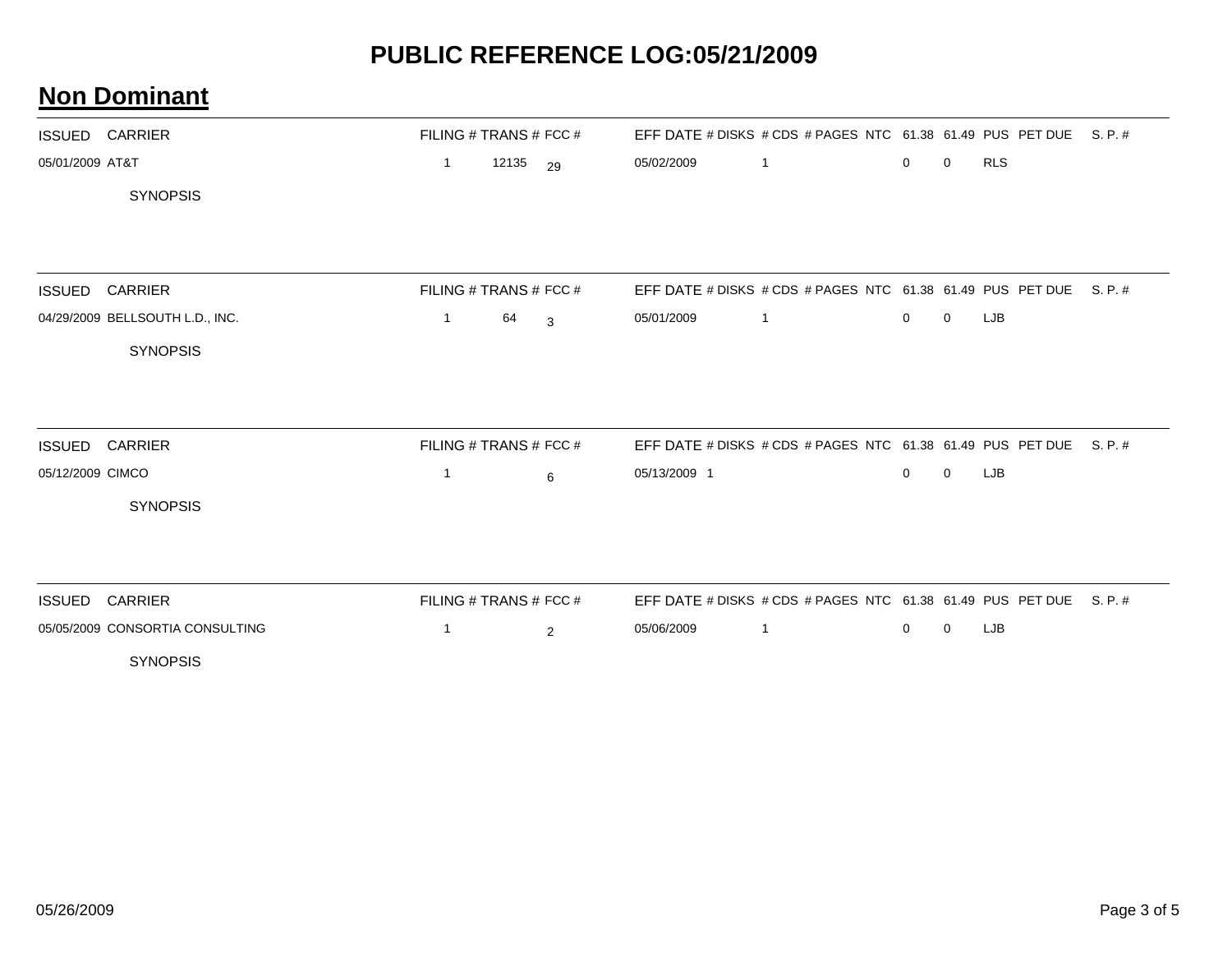# PUBLIC REFERENCE LOG:05/21/2009

## Non Dominant

| ISSUED | CARRIER | FILING # | TRANS # | FCC # | EFF DATE | # DISKS | # CDS | # PAGES | NTC | 61.38 | 61.49 | PUS | PET DUE | S. P. # |
|---|---|---|---|---|---|---|---|---|---|---|---|---|---|---|
| 05/01/2009 | AT&T | 1 | 12135 | 29 | 05/02/2009 | | 1 | | | 0 | 0 | RLS | | |

SYNOPSIS

| ISSUED | CARRIER | FILING # | TRANS # | FCC # | EFF DATE | # DISKS | # CDS | # PAGES | NTC | 61.38 | 61.49 | PUS | PET DUE | S. P. # |
|---|---|---|---|---|---|---|---|---|---|---|---|---|---|---|
| 04/29/2009 | BELLSOUTH L.D., INC. | 1 | 64 | 3 | 05/01/2009 | | 1 | | | 0 | 0 | LJB | | |

SYNOPSIS

| ISSUED | CARRIER | FILING # | TRANS # | FCC # | EFF DATE | # DISKS | # CDS | # PAGES | NTC | 61.38 | 61.49 | PUS | PET DUE | S. P. # |
|---|---|---|---|---|---|---|---|---|---|---|---|---|---|---|
| 05/12/2009 | CIMCO | 1 | | 6 | 05/13/2009 | 1 | | | | 0 | 0 | LJB | | |

SYNOPSIS

| ISSUED | CARRIER | FILING # | TRANS # | FCC # | EFF DATE | # DISKS | # CDS | # PAGES | NTC | 61.38 | 61.49 | PUS | PET DUE | S. P. # |
|---|---|---|---|---|---|---|---|---|---|---|---|---|---|---|
| 05/05/2009 | CONSORTIA CONSULTING | 1 | | 2 | 05/06/2009 | | 1 | | | 0 | 0 | LJB | | |

SYNOPSIS

05/26/2009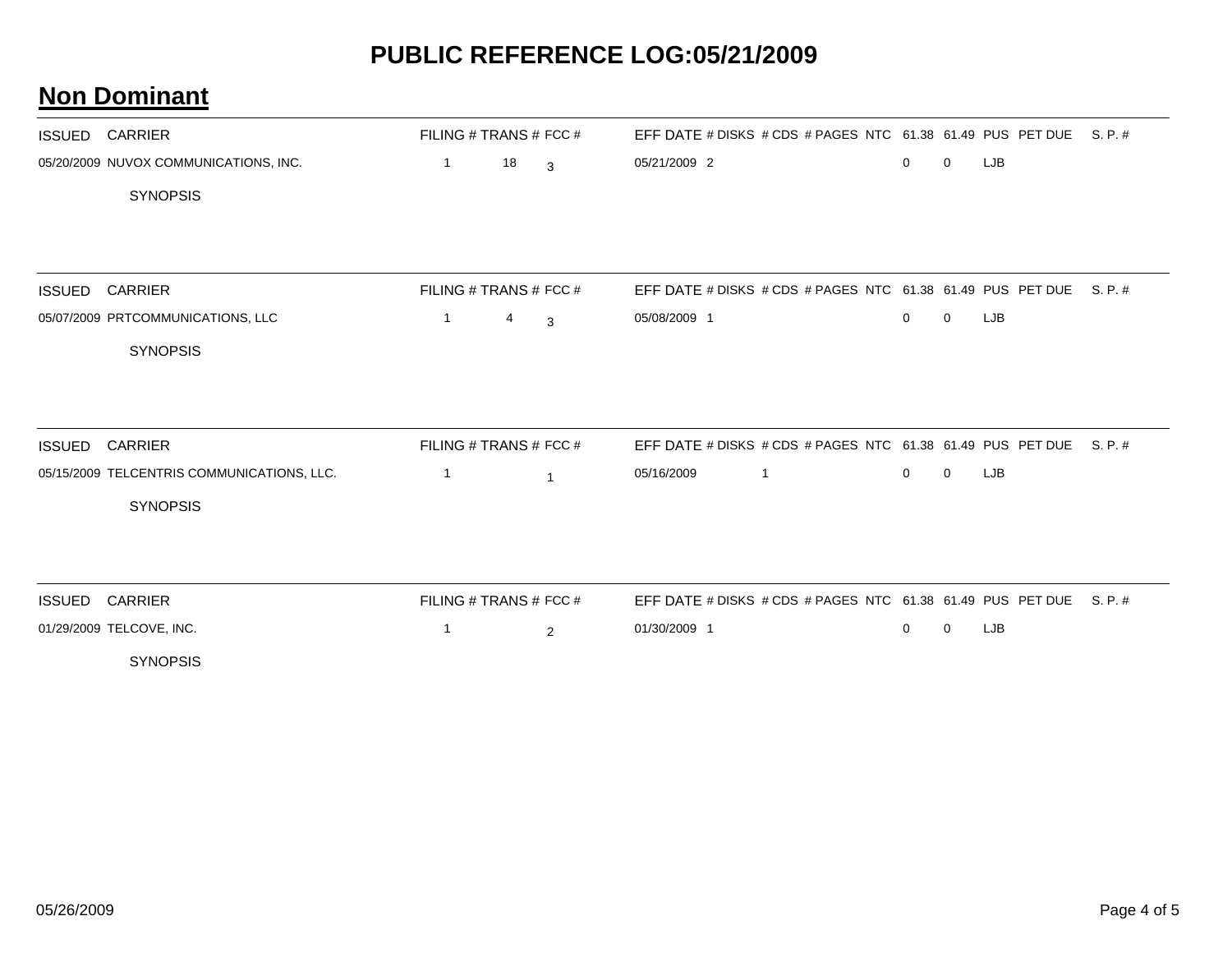# PUBLIC REFERENCE LOG:05/21/2009

## Non Dominant

| ISSUED | CARRIER | FILING # | TRANS # | FCC # | EFF DATE | # DISKS | # CDS | # PAGES | NTC | 61.38 | 61.49 | PUS | PET DUE | S. P. # |
|---|---|---|---|---|---|---|---|---|---|---|---|---|---|---|
| 05/20/2009 | NUVOX COMMUNICATIONS, INC. | 1 | 18 | 3 | 05/21/2009 | 2 | | | | 0 | 0 | LJB | | |

SYNOPSIS

| ISSUED | CARRIER | FILING # | TRANS # | FCC # | EFF DATE | # DISKS | # CDS | # PAGES | NTC | 61.38 | 61.49 | PUS | PET DUE | S. P. # |
|---|---|---|---|---|---|---|---|---|---|---|---|---|---|---|
| 05/07/2009 | PRTCOMMUNICATIONS, LLC | 1 | 4 | 3 | 05/08/2009 | 1 | | | | 0 | 0 | LJB | | |

SYNOPSIS

| ISSUED | CARRIER | FILING # | TRANS # | FCC # | EFF DATE | # DISKS | # CDS | # PAGES | NTC | 61.38 | 61.49 | PUS | PET DUE | S. P. # |
|---|---|---|---|---|---|---|---|---|---|---|---|---|---|---|
| 05/15/2009 | TELCENTRIS COMMUNICATIONS, LLC. | 1 | | 1 | 05/16/2009 | | 1 | | | 0 | 0 | LJB | | |

SYNOPSIS

| ISSUED | CARRIER | FILING # | TRANS # | FCC # | EFF DATE | # DISKS | # CDS | # PAGES | NTC | 61.38 | 61.49 | PUS | PET DUE | S. P. # |
|---|---|---|---|---|---|---|---|---|---|---|---|---|---|---|
| 01/29/2009 | TELCOVE, INC. | 1 | | 2 | 01/30/2009 | 1 | | | | 0 | 0 | LJB | | |

SYNOPSIS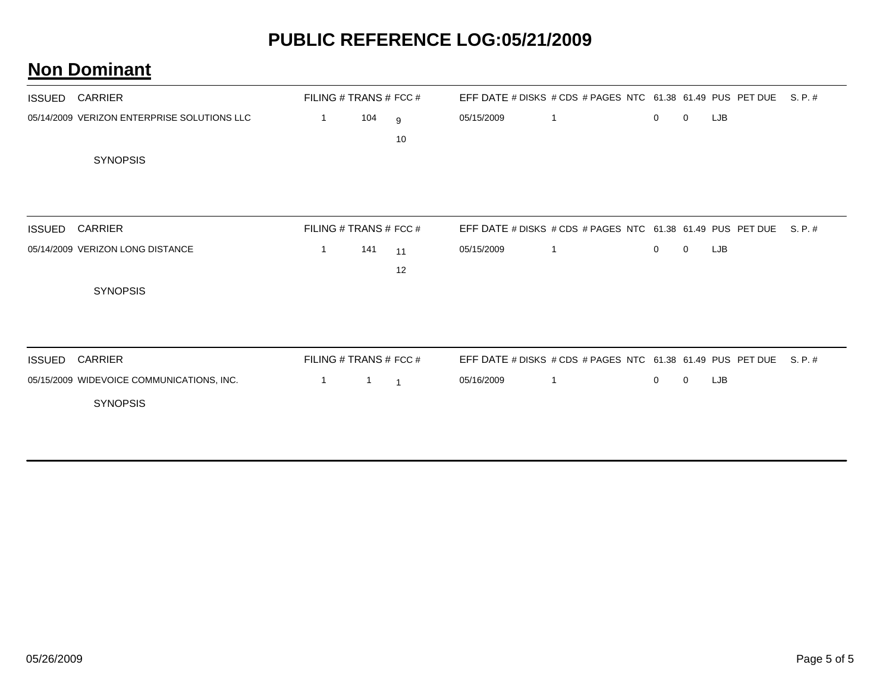# PUBLIC REFERENCE LOG:05/21/2009

## Non Dominant

| ISSUED | CARRIER | FILING # | TRANS # | FCC # | EFF DATE | # DISKS | # CDS | # PAGES | NTC | 61.38 | 61.49 | PUS | PET DUE | S. P. # |
|---|---|---|---|---|---|---|---|---|---|---|---|---|---|---|
| 05/14/2009 | VERIZON ENTERPRISE SOLUTIONS LLC | 1 | 104 | 9<br>10 | 05/15/2009 | 1 | | | | 0 | 0 | LJB | | |

SYNOPSIS

| ISSUED | CARRIER | FILING # | TRANS # | FCC # | EFF DATE | # DISKS | # CDS | # PAGES | NTC | 61.38 | 61.49 | PUS | PET DUE | S. P. # |
|---|---|---|---|---|---|---|---|---|---|---|---|---|---|---|
| 05/14/2009 | VERIZON LONG DISTANCE | 1 | 141 | 11<br>12 | 05/15/2009 | 1 | | | | 0 | 0 | LJB | | |

SYNOPSIS

| ISSUED | CARRIER | FILING # | TRANS # | FCC # | EFF DATE | # DISKS | # CDS | # PAGES | NTC | 61.38 | 61.49 | PUS | PET DUE | S. P. # |
|---|---|---|---|---|---|---|---|---|---|---|---|---|---|---|
| 05/15/2009 | WIDEVOICE COMMUNICATIONS, INC. | 1 | 1 | 1 | 05/16/2009 | 1 | | | | 0 | 0 | LJB | | |

SYNOPSIS

05/26/2009